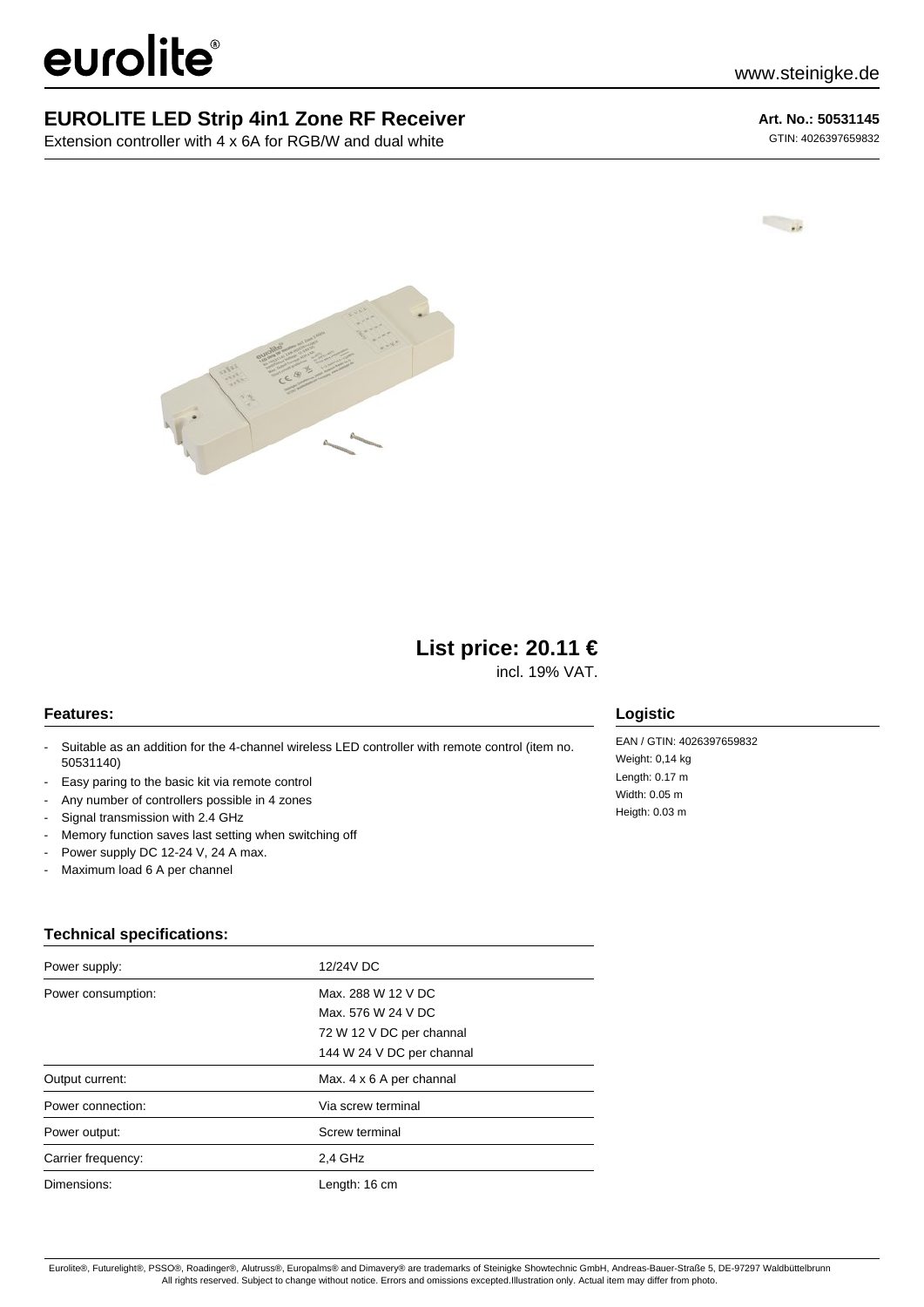# EUROLITE LED Strip 4in1 Zone RF Receiver

Extension controller with 4 x 6A for RGB/W and dual white

**Art. No.: 50531145**

GTIN: 4026397659832

## List price: 20.11 €

incl. 19% VAT.

### Features:

- Suitable as an addition for the 4-channel wireless LED controller with remote control (item no. 50531140)
- Easy paring to the basic kit via remote control
- Any number of controllers possible in 4 zones
- Signal transmission with 2.4 GHz
- Memory function saves last setting when switching off
- Power supply DC 12-24 V, 24 A max.
- Maximum load 6 A per channel

### Logistic

EAN / GTIN: 4026397659832
Weight: 0,14 kg
Length: 0.17 m
Width: 0.05 m
Heigth: 0.03 m

### Technical specifications:

| | |
|---|---|
| Power supply: | 12/24V DC |
| Power consumption: | Max. 288 W 12 V DC<br>Max. 576 W 24 V DC<br>72 W 12 V DC per channal<br>144 W 24 V DC per channal |
| Output current: | Max. 4 x 6 A per channal |
| Power connection: | Via screw terminal |
| Power output: | Screw terminal |
| Carrier frequency: | 2,4 GHz |
| Dimensions: | Length: 16 cm |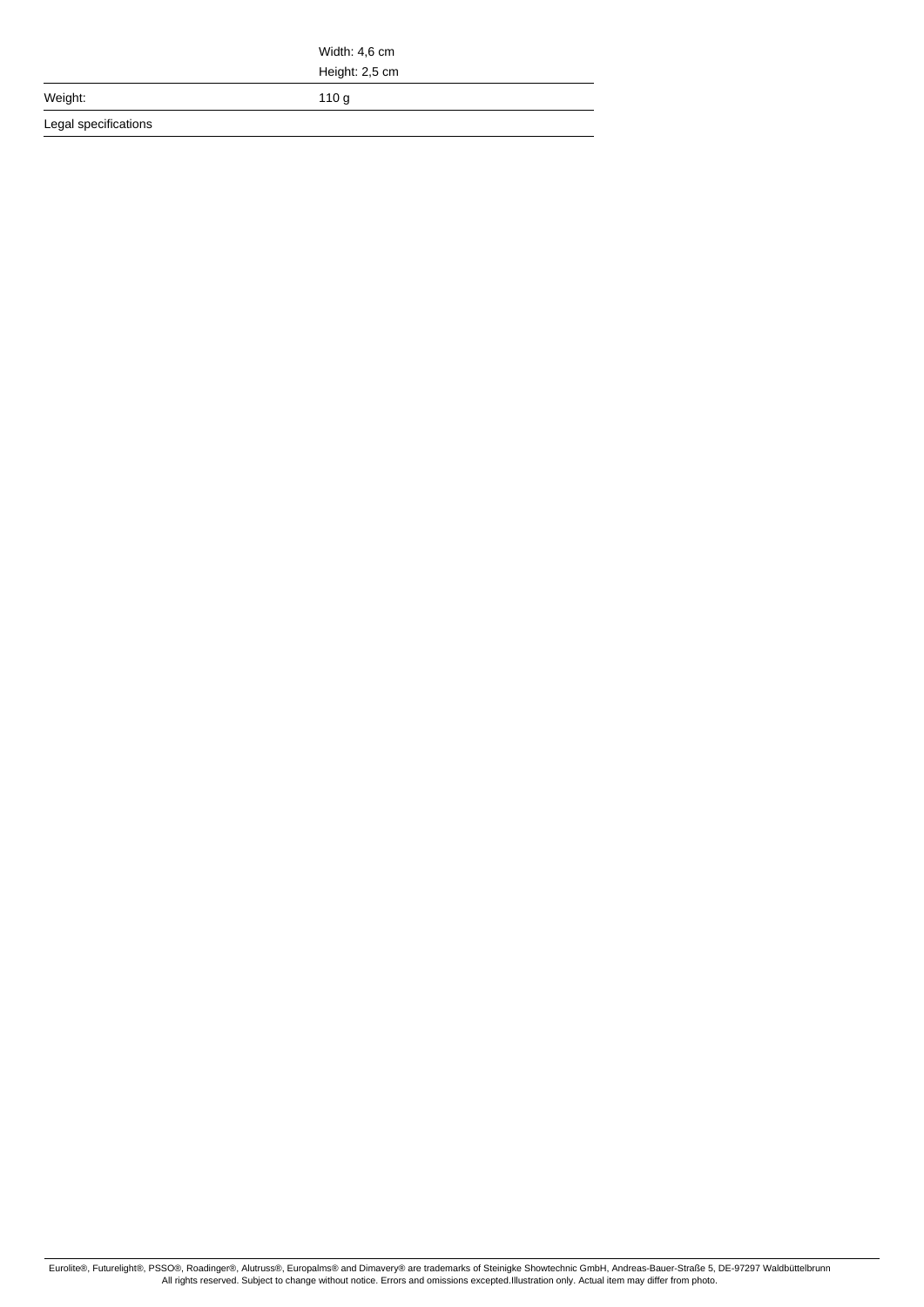| | |
|---|---|
| | Width: 4,6 cm<br>Height: 2,5 cm |
| Weight: | 110 g |
| Legal specifications | |

Eurolite®, Futurelight®, PSSO®, Roadinger®, Alutruss®, Europalms® and Dimavery® are trademarks of Steinigke Showtechnic GmbH, Andreas-Bauer-Straße 5, DE-97297 Waldbüttelbrunn
All rights reserved. Subject to change without notice. Errors and omissions excepted.Illustration only. Actual item may differ from photo.